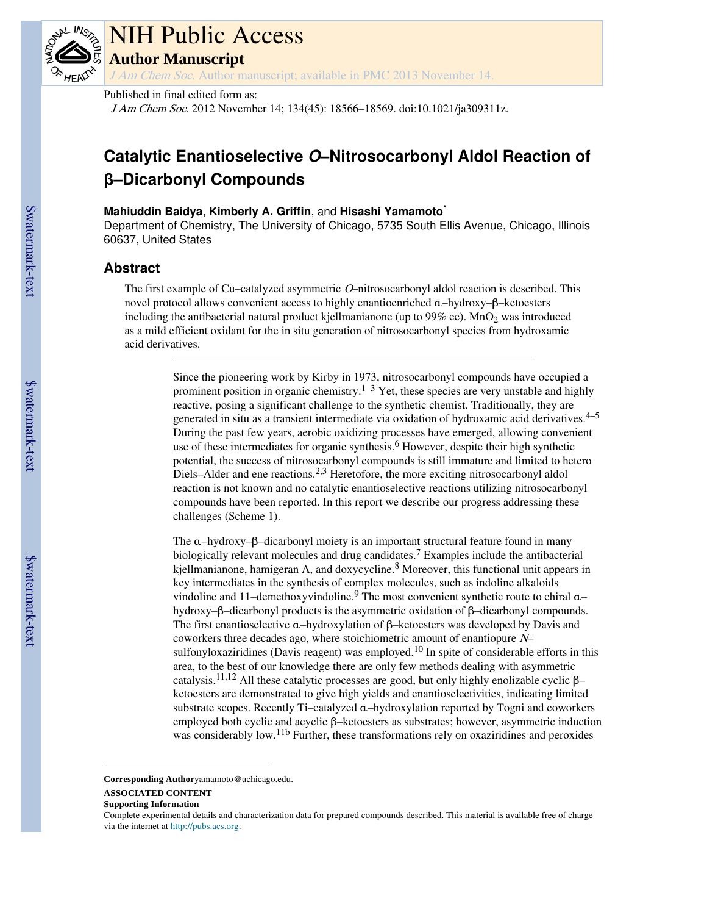Published in final edited form as:

*J Am Chem Soc*. 2012 November 14; 134(45): 18566–18569. doi:10.1021/ja309311z.

# Catalytic Enantioselective *O*–Nitrosocarbonyl Aldol Reaction of β–Dicarbonyl Compounds

**Mahiuddin Baidya**, **Kimberly A. Griffin**, and **Hisashi Yamamoto**[*]

Department of Chemistry, The University of Chicago, 5735 South Ellis Avenue, Chicago, Illinois 60637, United States

## Abstract

The first example of Cu–catalyzed asymmetric *O*–nitrosocarbonyl aldol reaction is described. This novel protocol allows convenient access to highly enantioenriched α–hydroxy–β–ketoesters including the antibacterial natural product kjellmanianone (up to 99% ee). $MnO_2$ was introduced as a mild efficient oxidant for the in situ generation of nitrosocarbonyl species from hydroxamic acid derivatives.

---

Since the pioneering work by Kirby in 1973, nitrosocarbonyl compounds have occupied a prominent position in organic chemistry.[1–3] Yet, these species are very unstable and highly reactive, posing a significant challenge to the synthetic chemist. Traditionally, they are generated in situ as a transient intermediate via oxidation of hydroxamic acid derivatives.[4–5] During the past few years, aerobic oxidizing processes have emerged, allowing convenient use of these intermediates for organic synthesis.[6] However, despite their high synthetic potential, the success of nitrosocarbonyl compounds is still immature and limited to hetero Diels–Alder and ene reactions.[2,3] Heretofore, the more exciting nitrosocarbonyl aldol reaction is not known and no catalytic enantioselective reactions utilizing nitrosocarbonyl compounds have been reported. In this report we describe our progress addressing these challenges (Scheme 1).

The α–hydroxy–β–dicarbonyl moiety is an important structural feature found in many biologically relevant molecules and drug candidates.[7] Examples include the antibacterial kjellmanianone, hamigeran A, and doxycycline.[8] Moreover, this functional unit appears in key intermediates in the synthesis of complex molecules, such as indoline alkaloids vindoline and 11–demethoxyvindoline.[9] The most convenient synthetic route to chiral α–hydroxy–β–dicarbonyl products is the asymmetric oxidation of β–dicarbonyl compounds. The first enantioselective α–hydroxylation of β–ketoesters was developed by Davis and coworkers three decades ago, where stoichiometric amount of enantiopure *N*–sulfonyloxaziridines (Davis reagent) was employed.[10] In spite of considerable efforts in this area, to the best of our knowledge there are only few methods dealing with asymmetric catalysis.[11,12] All these catalytic processes are good, but only highly enolizable cyclic β–ketoesters are demonstrated to give high yields and enantioselectivities, indicating limited substrate scopes. Recently Ti–catalyzed α–hydroxylation reported by Togni and coworkers employed both cyclic and acyclic β–ketoesters as substrates; however, asymmetric induction was considerably low.[11b] Further, these transformations rely on oxaziridines and peroxides

---

**Corresponding Author** yamamoto@uchicago.edu.

**ASSOCIATED CONTENT**

**Supporting Information**

Complete experimental details and characterization data for prepared compounds described. This material is available free of charge via the internet at http://pubs.acs.org.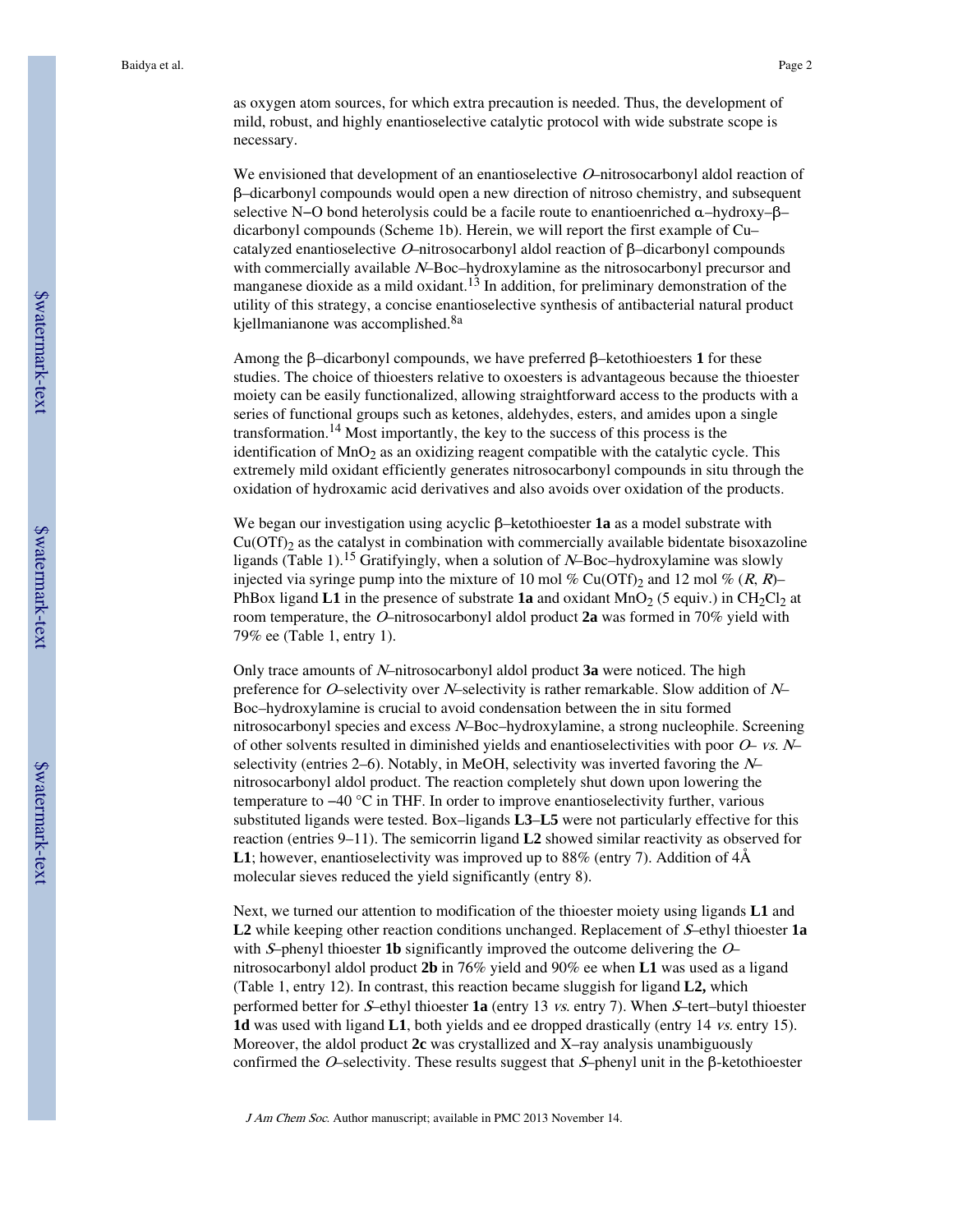as oxygen atom sources, for which extra precaution is needed. Thus, the development of mild, robust, and highly enantioselective catalytic protocol with wide substrate scope is necessary.

We envisioned that development of an enantioselective *O*–nitrosocarbonyl aldol reaction of β–dicarbonyl compounds would open a new direction of nitroso chemistry, and subsequent selective N−O bond heterolysis could be a facile route to enantioenriched α–hydroxy–β–dicarbonyl compounds (Scheme 1b). Herein, we will report the first example of Cu–catalyzed enantioselective *O*–nitrosocarbonyl aldol reaction of β–dicarbonyl compounds with commercially available *N*–Boc–hydroxylamine as the nitrosocarbonyl precursor and manganese dioxide as a mild oxidant.[13] In addition, for preliminary demonstration of the utility of this strategy, a concise enantioselective synthesis of antibacterial natural product kjellmanianone was accomplished.[8a]

Among the β–dicarbonyl compounds, we have preferred β–ketothioesters **1** for these studies. The choice of thioesters relative to oxoesters is advantageous because the thioester moiety can be easily functionalized, allowing straightforward access to the products with a series of functional groups such as ketones, aldehydes, esters, and amides upon a single transformation.[14] Most importantly, the key to the success of this process is the identification of $MnO_2$ as an oxidizing reagent compatible with the catalytic cycle. This extremely mild oxidant efficiently generates nitrosocarbonyl compounds in situ through the oxidation of hydroxamic acid derivatives and also avoids over oxidation of the products.

We began our investigation using acyclic β–ketothioester **1a** as a model substrate with $Cu(OTf)_2$ as the catalyst in combination with commercially available bidentate bisoxazoline ligands (Table 1).[15] Gratifyingly, when a solution of *N*–Boc–hydroxylamine was slowly injected via syringe pump into the mixture of 10 mol % $Cu(OTf)_2$ and 12 mol % (*R*, *R*)–PhBox ligand **L1** in the presence of substrate **1a** and oxidant $MnO_2$ (5 equiv.) in $CH_2Cl_2$ at room temperature, the *O*–nitrosocarbonyl aldol product **2a** was formed in 70% yield with 79% ee (Table 1, entry 1).

Only trace amounts of *N*–nitrosocarbonyl aldol product **3a** were noticed. The high preference for *O*–selectivity over *N*–selectivity is rather remarkable. Slow addition of *N*–Boc–hydroxylamine is crucial to avoid condensation between the in situ formed nitrosocarbonyl species and excess *N*–Boc–hydroxylamine, a strong nucleophile. Screening of other solvents resulted in diminished yields and enantioselectivities with poor *O*– *vs. N*–selectivity (entries 2–6). Notably, in MeOH, selectivity was inverted favoring the *N*–nitrosocarbonyl aldol product. The reaction completely shut down upon lowering the temperature to −40 °C in THF. In order to improve enantioselectivity further, various substituted ligands were tested. Box–ligands **L3**–**L5** were not particularly effective for this reaction (entries 9–11). The semicorrin ligand **L2** showed similar reactivity as observed for **L1**; however, enantioselectivity was improved up to 88% (entry 7). Addition of 4Å molecular sieves reduced the yield significantly (entry 8).

Next, we turned our attention to modification of the thioester moiety using ligands **L1** and **L2** while keeping other reaction conditions unchanged. Replacement of *S*–ethyl thioester **1a** with *S*–phenyl thioester **1b** significantly improved the outcome delivering the *O*–nitrosocarbonyl aldol product **2b** in 76% yield and 90% ee when **L1** was used as a ligand (Table 1, entry 12). In contrast, this reaction became sluggish for ligand **L2,** which performed better for *S*–ethyl thioester **1a** (entry 13 *vs.* entry 7). When *S*–tert–butyl thioester **1d** was used with ligand **L1**, both yields and ee dropped drastically (entry 14 *vs.* entry 15). Moreover, the aldol product **2c** was crystallized and X–ray analysis unambiguously confirmed the *O*–selectivity. These results suggest that *S*–phenyl unit in the β-ketothioester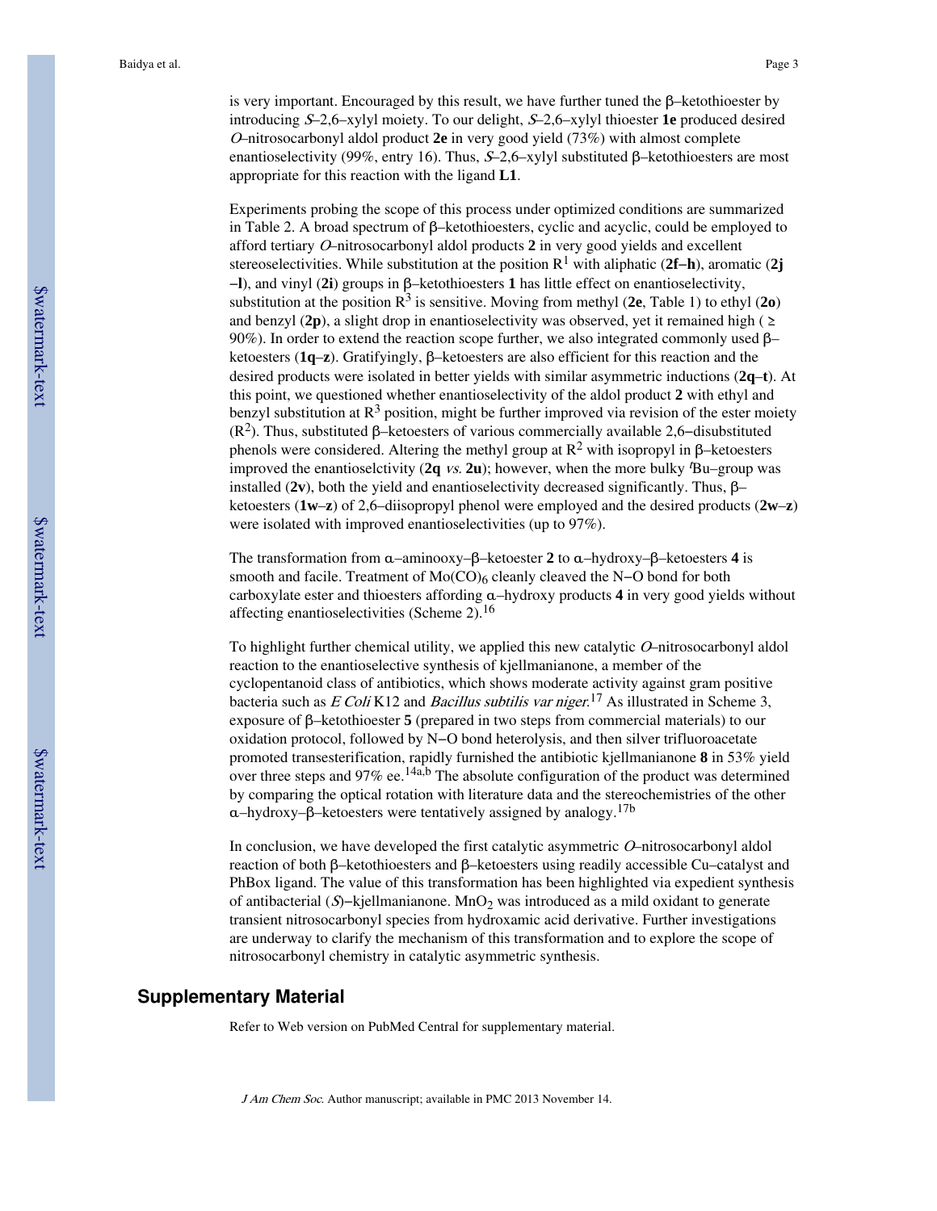is very important. Encouraged by this result, we have further tuned the β–ketothioester by introducing *S*–2,6–xylyl moiety. To our delight, *S*–2,6–xylyl thioester **1e** produced desired *O*–nitrosocarbonyl aldol product **2e** in very good yield (73%) with almost complete enantioselectivity (99%, entry 16). Thus, *S*–2,6–xylyl substituted β–ketothioesters are most appropriate for this reaction with the ligand **L1**.

Experiments probing the scope of this process under optimized conditions are summarized in Table 2. A broad spectrum of β–ketothioesters, cyclic and acyclic, could be employed to afford tertiary *O*–nitrosocarbonyl aldol products **2** in very good yields and excellent stereoselectivities. While substitution at the position $R^1$ with aliphatic (**2f–h**), aromatic (**2j–l**), and vinyl (**2i**) groups in β–ketothioesters **1** has little effect on enantioselectivity, substitution at the position $R^3$ is sensitive. Moving from methyl (**2e**, Table 1) to ethyl (**2o**) and benzyl (**2p**), a slight drop in enantioselectivity was observed, yet it remained high ( ≥ 90%). In order to extend the reaction scope further, we also integrated commonly used β–ketoesters (**1q–z**). Gratifyingly, β–ketoesters are also efficient for this reaction and the desired products were isolated in better yields with similar asymmetric inductions (**2q–t**). At this point, we questioned whether enantioselectivity of the aldol product **2** with ethyl and benzyl substitution at $R^3$ position, might be further improved via revision of the ester moiety ($R^2$). Thus, substituted β–ketoesters of various commercially available 2,6–disubstituted phenols were considered. Altering the methyl group at $R^2$ with isopropyl in β–ketoesters improved the enantioselctivity (**2q** *vs.* **2u**); however, when the more bulky *t*Bu–group was installed (**2v**), both the yield and enantioselectivity decreased significantly. Thus, β–ketoesters (**1w–z**) of 2,6–diisopropyl phenol were employed and the desired products (**2w–z**) were isolated with improved enantioselectivities (up to 97%).

The transformation from α–aminooxy–β–ketoester **2** to α–hydroxy–β–ketoesters **4** is smooth and facile. Treatment of $Mo(CO)_6$ cleanly cleaved the N–O bond for both carboxylate ester and thioesters affording α–hydroxy products **4** in very good yields without affecting enantioselectivities (Scheme 2).[16]

To highlight further chemical utility, we applied this new catalytic *O*–nitrosocarbonyl aldol reaction to the enantioselective synthesis of kjellmanianone, a member of the cyclopentanoid class of antibiotics, which shows moderate activity against gram positive bacteria such as *E Coli* K12 and *Bacillus subtilis var niger*.[17] As illustrated in Scheme 3, exposure of β–ketothioester **5** (prepared in two steps from commercial materials) to our oxidation protocol, followed by N–O bond heterolysis, and then silver trifluoroacetate promoted transesterification, rapidly furnished the antibiotic kjellmanianone **8** in 53% yield over three steps and 97% ee.[14a,b] The absolute configuration of the product was determined by comparing the optical rotation with literature data and the stereochemistries of the other α–hydroxy–β–ketoesters were tentatively assigned by analogy.[17b]

In conclusion, we have developed the first catalytic asymmetric *O*–nitrosocarbonyl aldol reaction of both β–ketothioesters and β–ketoesters using readily accessible Cu–catalyst and PhBox ligand. The value of this transformation has been highlighted via expedient synthesis of antibacterial (*S*)–kjellmanianone. $MnO_2$ was introduced as a mild oxidant to generate transient nitrosocarbonyl species from hydroxamic acid derivative. Further investigations are underway to clarify the mechanism of this transformation and to explore the scope of nitrosocarbonyl chemistry in catalytic asymmetric synthesis.

## Supplementary Material

Refer to Web version on PubMed Central for supplementary material.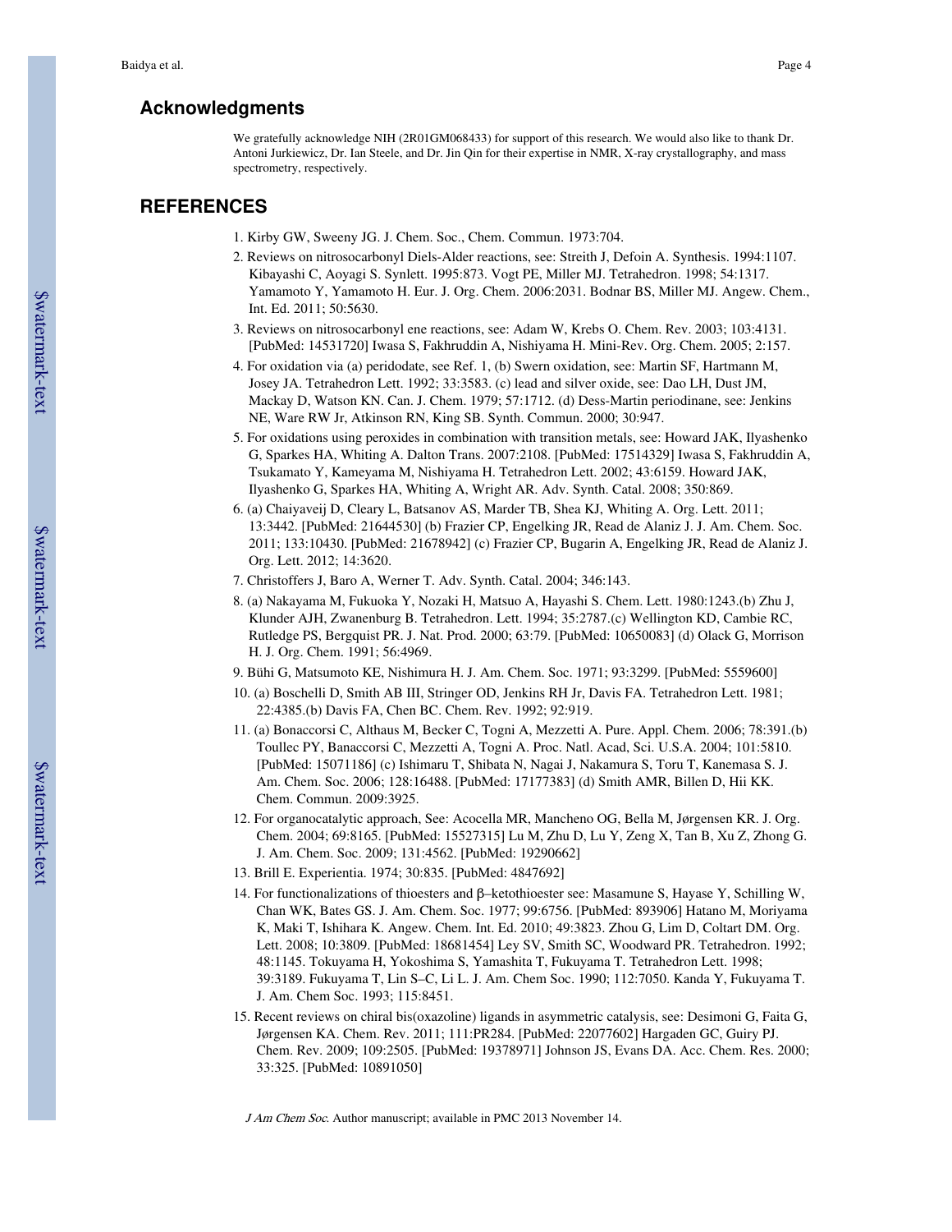## Acknowledgments

We gratefully acknowledge NIH (2R01GM068433) for support of this research. We would also like to thank Dr. Antoni Jurkiewicz, Dr. Ian Steele, and Dr. Jin Qin for their expertise in NMR, X-ray crystallography, and mass spectrometry, respectively.

## REFERENCES

1. Kirby GW, Sweeny JG. J. Chem. Soc., Chem. Commun. 1973:704.
2. Reviews on nitrosocarbonyl Diels-Alder reactions, see: Streith J, Defoin A. Synthesis. 1994:1107. Kibayashi C, Aoyagi S. Synlett. 1995:873. Vogt PE, Miller MJ. Tetrahedron. 1998; 54:1317. Yamamoto Y, Yamamoto H. Eur. J. Org. Chem. 2006:2031. Bodnar BS, Miller MJ. Angew. Chem., Int. Ed. 2011; 50:5630.
3. Reviews on nitrosocarbonyl ene reactions, see: Adam W, Krebs O. Chem. Rev. 2003; 103:4131. [PubMed: 14531720] Iwasa S, Fakhruddin A, Nishiyama H. Mini-Rev. Org. Chem. 2005; 2:157.
4. For oxidation via (a) peridodate, see Ref. 1, (b) Swern oxidation, see: Martin SF, Hartmann M, Josey JA. Tetrahedron Lett. 1992; 33:3583. (c) lead and silver oxide, see: Dao LH, Dust JM, Mackay D, Watson KN. Can. J. Chem. 1979; 57:1712. (d) Dess-Martin periodinane, see: Jenkins NE, Ware RW Jr, Atkinson RN, King SB. Synth. Commun. 2000; 30:947.
5. For oxidations using peroxides in combination with transition metals, see: Howard JAK, Ilyashenko G, Sparkes HA, Whiting A. Dalton Trans. 2007:2108. [PubMed: 17514329] Iwasa S, Fakhruddin A, Tsukamato Y, Kameyama M, Nishiyama H. Tetrahedron Lett. 2002; 43:6159. Howard JAK, Ilyashenko G, Sparkes HA, Whiting A, Wright AR. Adv. Synth. Catal. 2008; 350:869.
6. (a) Chaiyaveij D, Cleary L, Batsanov AS, Marder TB, Shea KJ, Whiting A. Org. Lett. 2011; 13:3442. [PubMed: 21644530] (b) Frazier CP, Engelking JR, Read de Alaniz J. J. Am. Chem. Soc. 2011; 133:10430. [PubMed: 21678942] (c) Frazier CP, Bugarin A, Engelking JR, Read de Alaniz J. Org. Lett. 2012; 14:3620.
7. Christoffers J, Baro A, Werner T. Adv. Synth. Catal. 2004; 346:143.
8. (a) Nakayama M, Fukuoka Y, Nozaki H, Matsuo A, Hayashi S. Chem. Lett. 1980:1243.(b) Zhu J, Klunder AJH, Zwanenburg B. Tetrahedron. Lett. 1994; 35:2787.(c) Wellington KD, Cambie RC, Rutledge PS, Bergquist PR. J. Nat. Prod. 2000; 63:79. [PubMed: 10650083] (d) Olack G, Morrison H. J. Org. Chem. 1991; 56:4969.
9. Bühi G, Matsumoto KE, Nishimura H. J. Am. Chem. Soc. 1971; 93:3299. [PubMed: 5559600]
10. (a) Boschelli D, Smith AB III, Stringer OD, Jenkins RH Jr, Davis FA. Tetrahedron Lett. 1981; 22:4385.(b) Davis FA, Chen BC. Chem. Rev. 1992; 92:919.
11. (a) Bonaccorsi C, Althaus M, Becker C, Togni A, Mezzetti A. Pure. Appl. Chem. 2006; 78:391.(b) Toullec PY, Banaccorsi C, Mezzetti A, Togni A. Proc. Natl. Acad, Sci. U.S.A. 2004; 101:5810. [PubMed: 15071186] (c) Ishimaru T, Shibata N, Nagai J, Nakamura S, Toru T, Kanemasa S. J. Am. Chem. Soc. 2006; 128:16488. [PubMed: 17177383] (d) Smith AMR, Billen D, Hii KK. Chem. Commun. 2009:3925.
12. For organocatalytic approach, See: Acocella MR, Mancheno OG, Bella M, Jørgensen KR. J. Org. Chem. 2004; 69:8165. [PubMed: 15527315] Lu M, Zhu D, Lu Y, Zeng X, Tan B, Xu Z, Zhong G. J. Am. Chem. Soc. 2009; 131:4562. [PubMed: 19290662]
13. Brill E. Experientia. 1974; 30:835. [PubMed: 4847692]
14. For functionalizations of thioesters and β–ketothioester see: Masamune S, Hayase Y, Schilling W, Chan WK, Bates GS. J. Am. Chem. Soc. 1977; 99:6756. [PubMed: 893906] Hatano M, Moriyama K, Maki T, Ishihara K. Angew. Chem. Int. Ed. 2010; 49:3823. Zhou G, Lim D, Coltart DM. Org. Lett. 2008; 10:3809. [PubMed: 18681454] Ley SV, Smith SC, Woodward PR. Tetrahedron. 1992; 48:1145. Tokuyama H, Yokoshima S, Yamashita T, Fukuyama T. Tetrahedron Lett. 1998; 39:3189. Fukuyama T, Lin S–C, Li L. J. Am. Chem Soc. 1990; 112:7050. Kanda Y, Fukuyama T. J. Am. Chem Soc. 1993; 115:8451.
15. Recent reviews on chiral bis(oxazoline) ligands in asymmetric catalysis, see: Desimoni G, Faita G, Jørgensen KA. Chem. Rev. 2011; 111:PR284. [PubMed: 22077602] Hargaden GC, Guiry PJ. Chem. Rev. 2009; 109:2505. [PubMed: 19378971] Johnson JS, Evans DA. Acc. Chem. Res. 2000; 33:325. [PubMed: 10891050]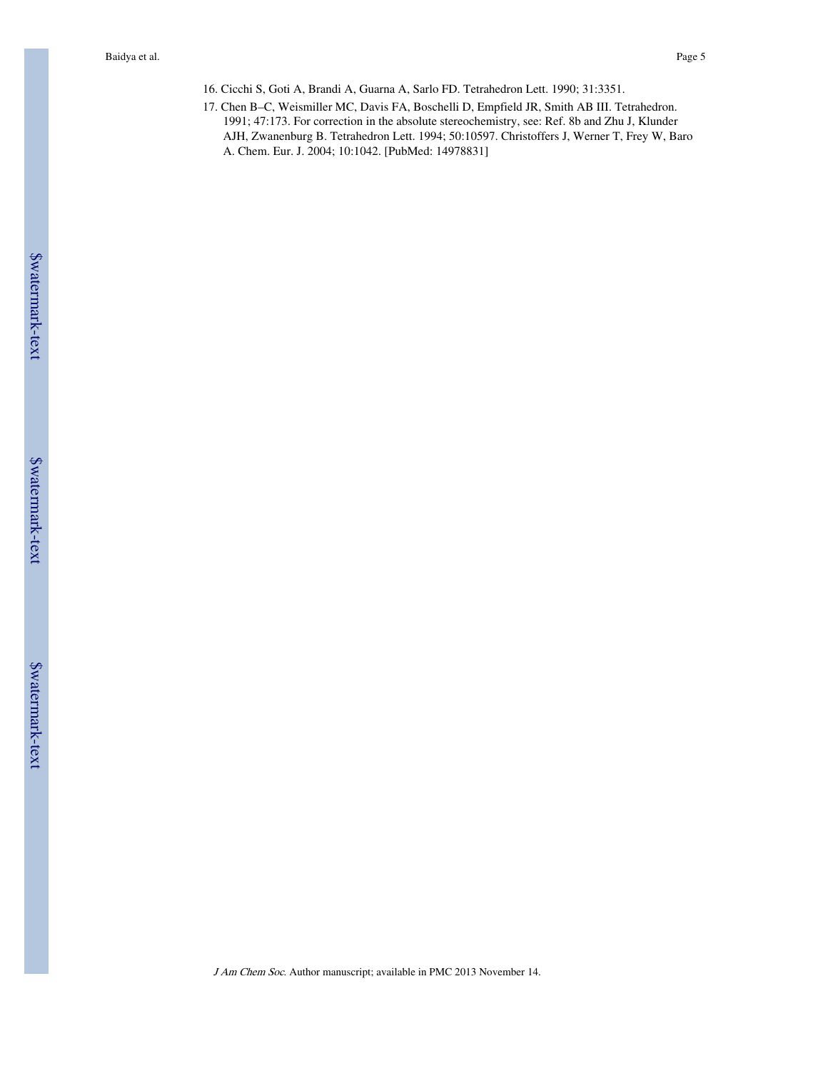16. Cicchi S, Goti A, Brandi A, Guarna A, Sarlo FD. Tetrahedron Lett. 1990; 31:3351.
17. Chen B–C, Weismiller MC, Davis FA, Boschelli D, Empfield JR, Smith AB III. Tetrahedron. 1991; 47:173. For correction in the absolute stereochemistry, see: Ref. 8b and Zhu J, Klunder AJH, Zwanenburg B. Tetrahedron Lett. 1994; 50:10597. Christoffers J, Werner T, Frey W, Baro A. Chem. Eur. J. 2004; 10:1042. [PubMed: 14978831]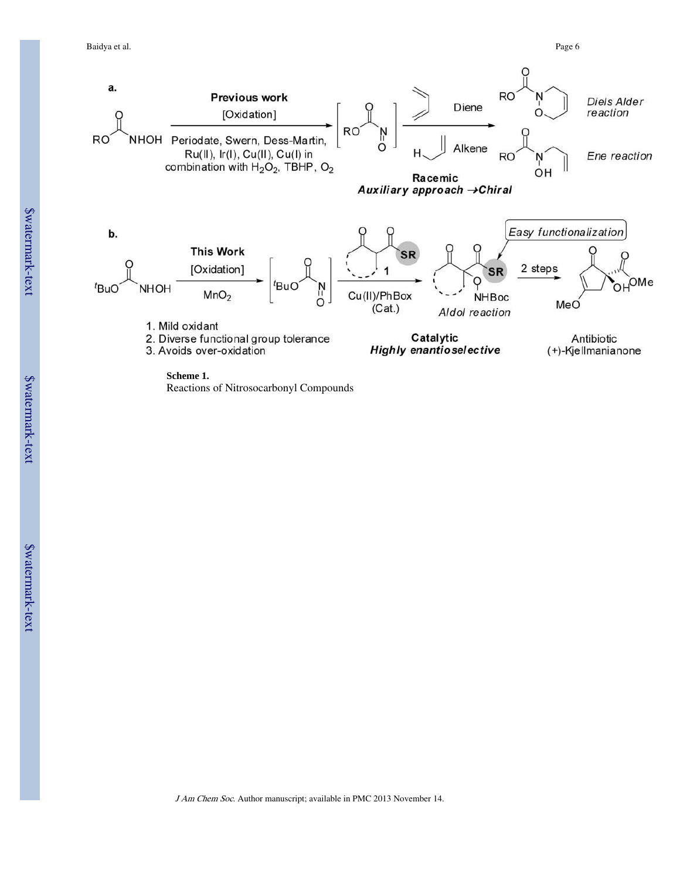**Scheme 1.**

Reactions of Nitrosocarbonyl Compounds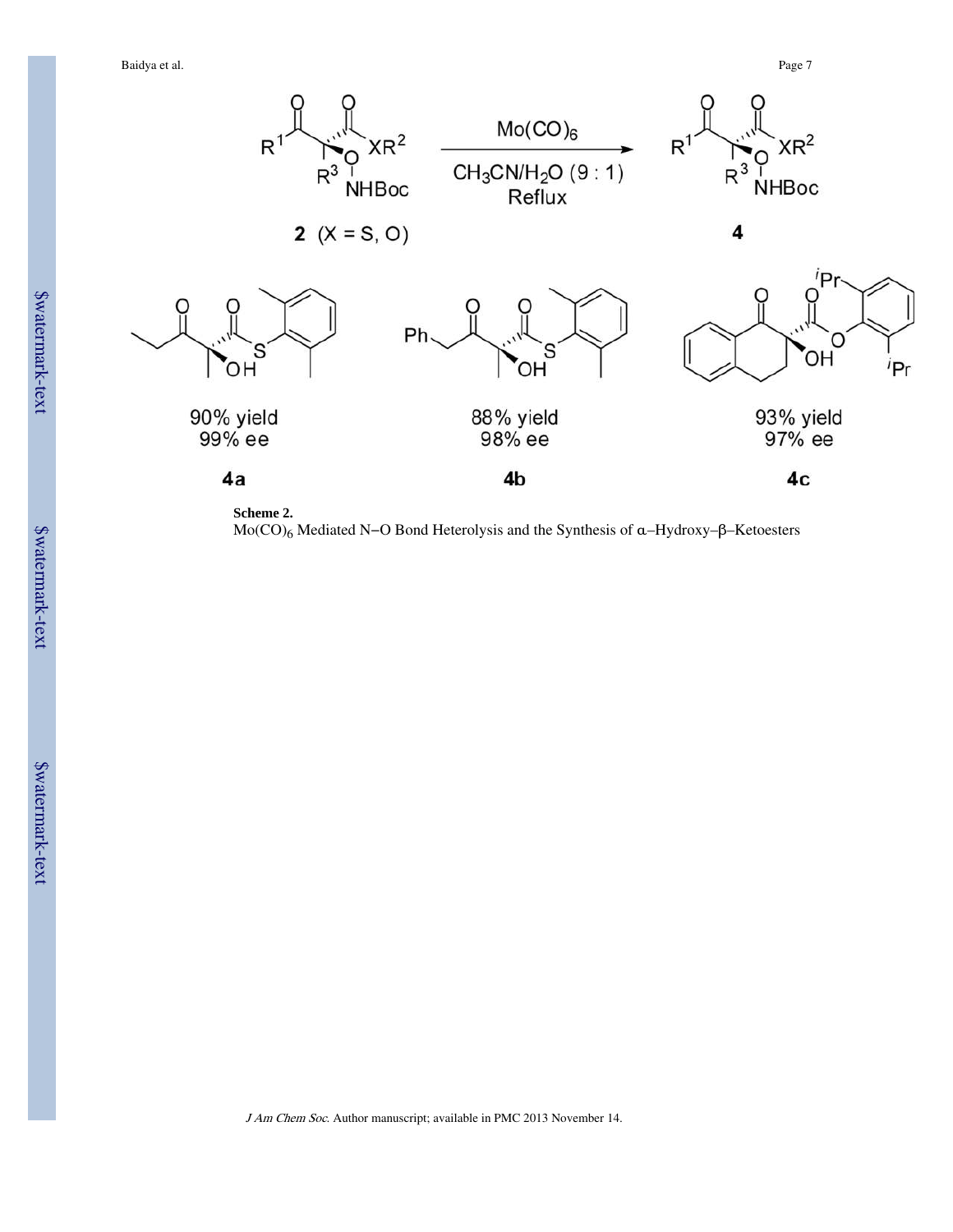**Scheme 2.**

$Mo(CO)_6$ Mediated N−O Bond Heterolysis and the Synthesis of α–Hydroxy–β–Ketoesters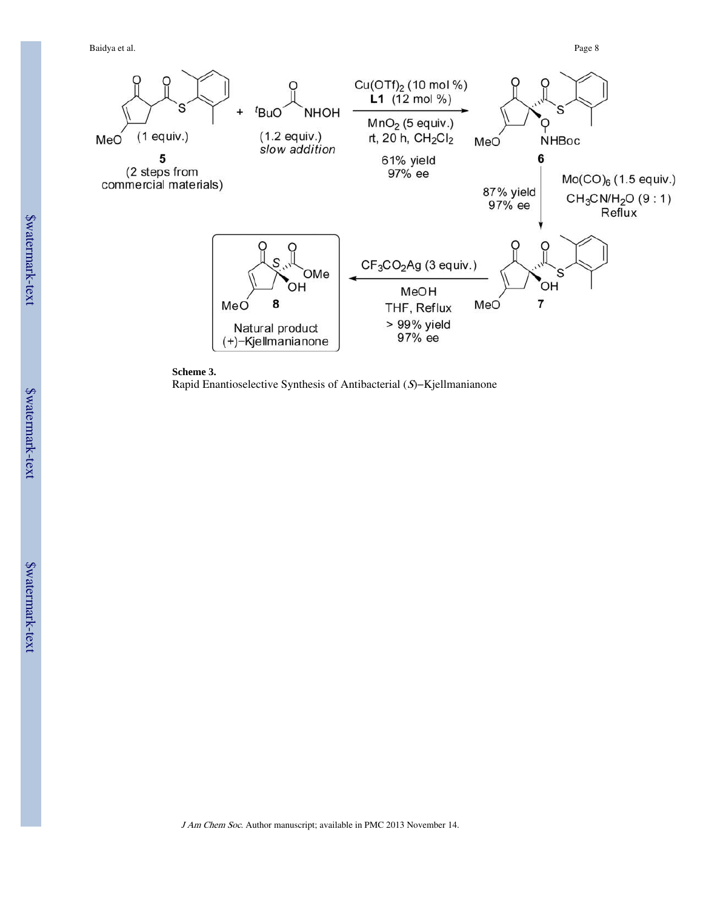**Scheme 3.**

Rapid Enantioselective Synthesis of Antibacterial ($S$)−Kjellmanianone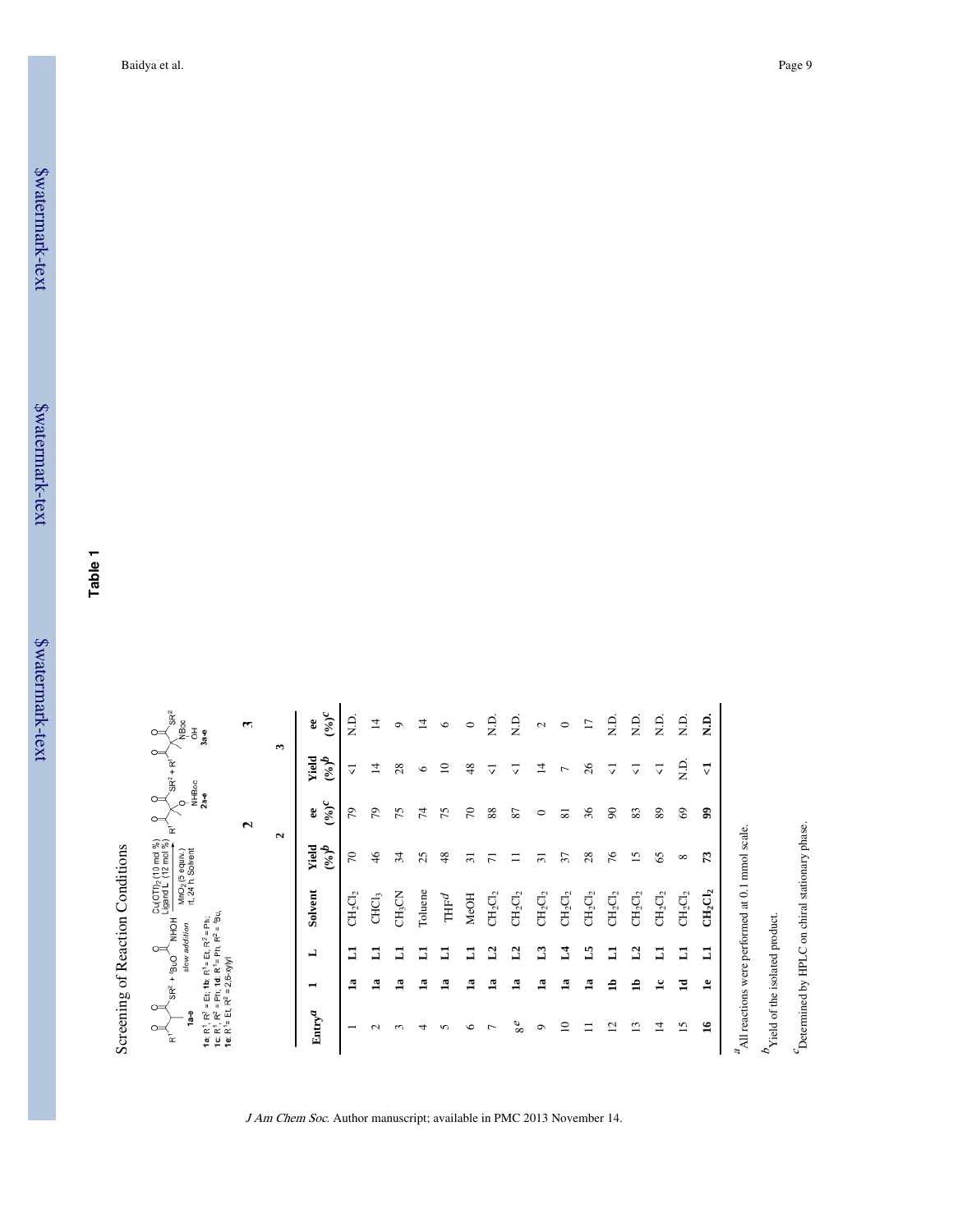# Table 1

Screening of Reaction Conditions

1a-e + ${}^tBuO$-C(O)-NHOH (slow addition) → $Cu(OTf)_2$ (10 mol %), Ligand L (12 mol %), $MnO_2$ (5 equiv.), rt, 24 h, Solvent → 2a-e + 3a-e

1a: $R^1$, $R^2$ = Et; 1b: $R^1$ = Et, $R^2$ = Ph; 1c: $R^1$, $R^2$ = Ph; 1d: $R^1$ = Ph, $R^2$ = ${}^tBu$; 1e: $R^1$ = Et, $R^2$ = 2,6-xylyl

| Entry[a] | 1 | L | Solvent | 2 | | 3 | |
|---|---|---|---|---|---|---|---|
| | | | | Yield (%)[b] | ee (%)[c] | Yield (%)[b] | ee (%)[c] |
| 1 | 1a | L1 | $CH_2Cl_2$ | 70 | 79 | <1 | N.D. |
| 2 | 1a | L1 | $CHCl_3$ | 46 | 79 | 14 | 14 |
| 3 | 1a | L1 | $CH_3CN$ | 34 | 75 | 28 | 9 |
| 4 | 1a | L1 | Toluene | 25 | 74 | 6 | 14 |
| 5 | 1a | L1 | THF[d] | 48 | 75 | 10 | 6 |
| 6 | 1a | L1 | MeOH | 31 | 70 | 48 | 0 |
| 7 | 1a | L2 | $CH_2Cl_2$ | 71 | 88 | <1 | N.D. |
| 8[e] | 1a | L2 | $CH_2Cl_2$ | 11 | 87 | <1 | N.D. |
| 9 | 1a | L3 | $CH_2Cl_2$ | 31 | 0 | 14 | 2 |
| 10 | 1a | L4 | $CH_2Cl_2$ | 37 | 81 | 7 | 0 |
| 11 | 1a | L5 | $CH_2Cl_2$ | 28 | 36 | 26 | 17 |
| 12 | 1b | L1 | $CH_2Cl_2$ | 76 | 90 | <1 | N.D. |
| 13 | 1b | L2 | $CH_2Cl_2$ | 15 | 83 | <1 | N.D. |
| 14 | 1c | L1 | $CH_2Cl_2$ | 65 | 89 | <1 | N.D. |
| 15 | 1d | L1 | $CH_2Cl_2$ | 8 | 69 | N.D. | N.D. |
| **16** | **1e** | **L1** | **$CH_2Cl_2$** | **73** | **99** | **<1** | **N.D.** |

[a] All reactions were performed at 0.1 mmol scale.

[b] Yield of the isolated product.

[c] Determined by HPLC on chiral stationary phase.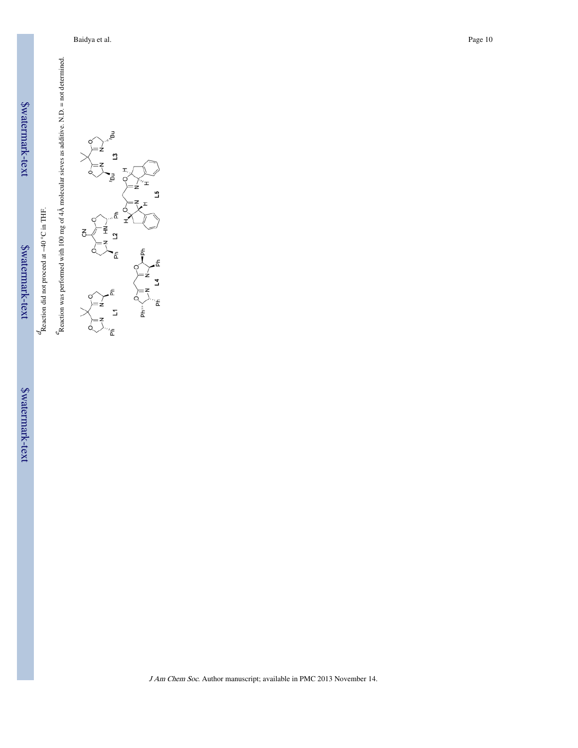[d]Reaction did not proceed at −40 °C in THF.

[e]Reaction was performed with 100 mg of 4Å molecular sieves as additive. N.D. = not determined.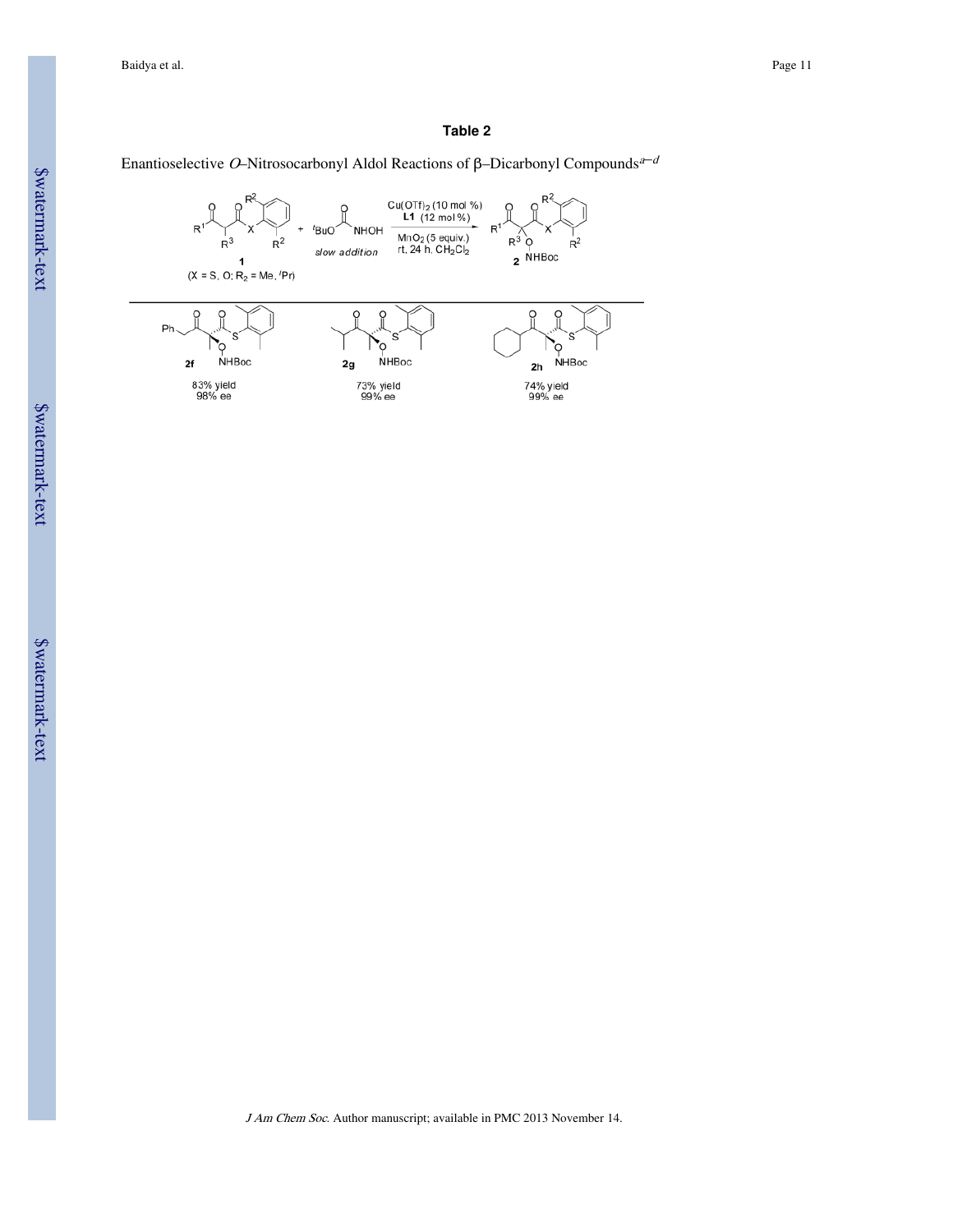**Table 2**

Enantioselective *O*–Nitrosocarbonyl Aldol Reactions of β–Dicarbonyl Compounds[a–d]

| Product | Yield | ee |
| --- | --- | --- |
| **2f** | 83% yield | 98% ee |
| **2g** | 73% yield | 99% ee |
| **2h** | 74% yield | 99% ee |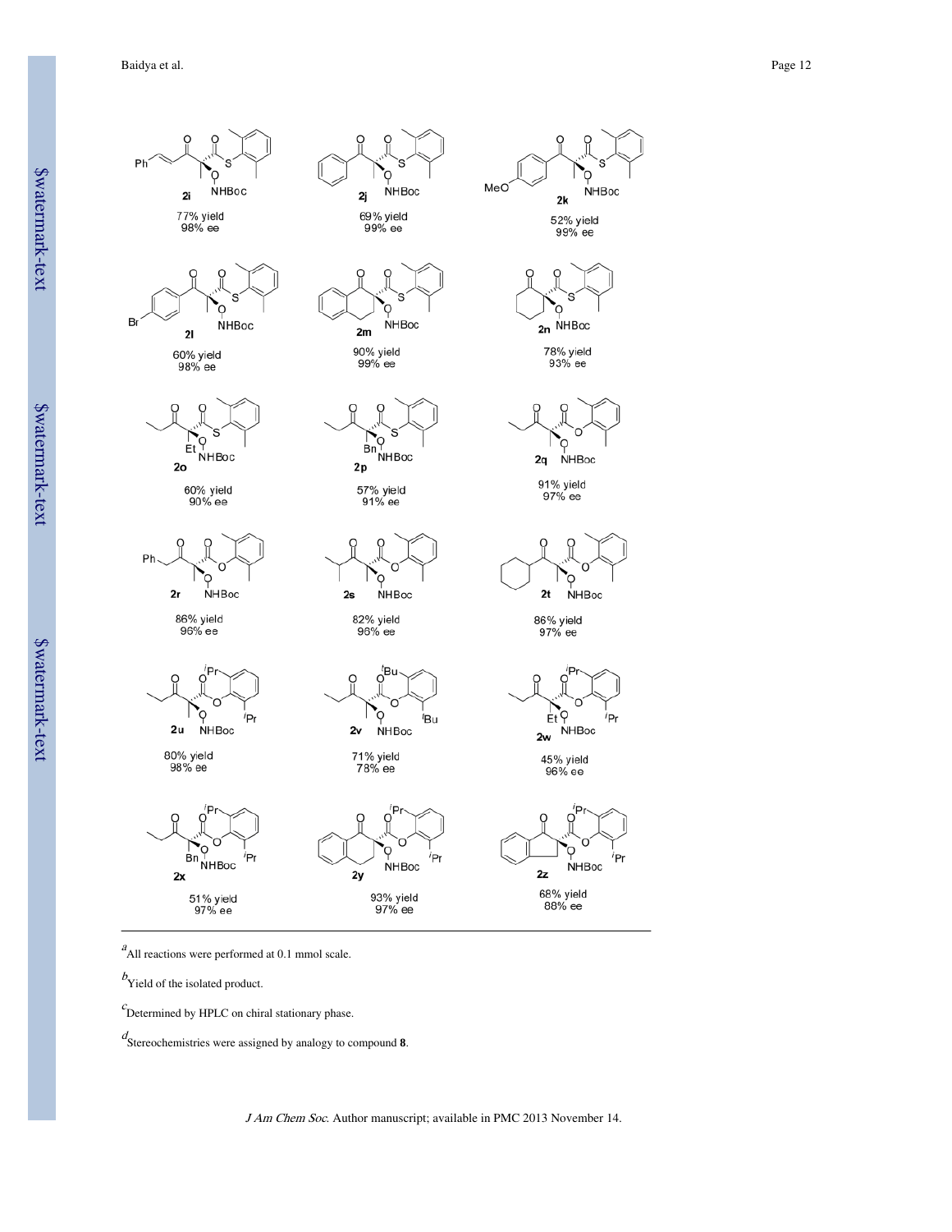2i
77% yield
98% ee

2j
69% yield
99% ee

2k
52% yield
99% ee

2l
60% yield
98% ee

2m
90% yield
99% ee

2n
78% yield
93% ee

2o
60% yield
90% ee

2p
57% yield
91% ee

2q
91% yield
97% ee

2r
86% yield
96% ee

2s
82% yield
96% ee

2t
86% yield
97% ee

2u
80% yield
98% ee

2v
71% yield
78% ee

2w
45% yield
96% ee

2x
51% yield
97% ee

2y
93% yield
97% ee

2z
68% yield
88% ee

[a]All reactions were performed at 0.1 mmol scale.

[b]Yield of the isolated product.

[c]Determined by HPLC on chiral stationary phase.

[d]Stereochemistries were assigned by analogy to compound **8**.